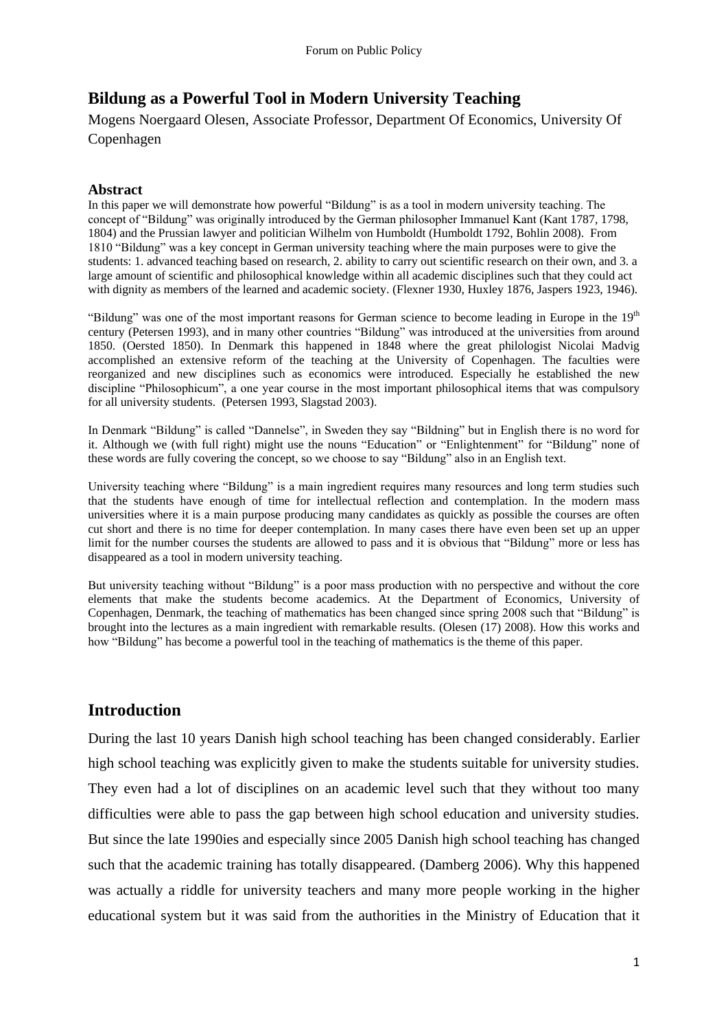# Bildung as a Powerful Tool in Modern University Teaching

Mogens Noergaard Olesen, Associate Professor, Department Of Economics, University Of Copenhagen

### Abstract

In this paper we will demonstrate how powerful "Bildung" is as a tool in modern university teaching. The concept of "Bildung" was originally introduced by the German philosopher Immanuel Kant (Kant 1787, 1798, 1804) and the Prussian lawyer and politician Wilhelm von Humboldt (Humboldt 1792, Bohlin 2008). From 1810 "Bildung" was a key concept in German university teaching where the main purposes were to give the students: 1. advanced teaching based on research, 2. ability to carry out scientific research on their own, and 3. a large amount of scientific and philosophical knowledge within all academic disciplines such that they could act with dignity as members of the learned and academic society. (Flexner 1930, Huxley 1876, Jaspers 1923, 1946).

"Bildung" was one of the most important reasons for German science to become leading in Europe in the 19th century (Petersen 1993), and in many other countries "Bildung" was introduced at the universities from around 1850. (Oersted 1850). In Denmark this happened in 1848 where the great philologist Nicolai Madvig accomplished an extensive reform of the teaching at the University of Copenhagen. The faculties were reorganized and new disciplines such as economics were introduced. Especially he established the new discipline "Philosophicum", a one year course in the most important philosophical items that was compulsory for all university students. (Petersen 1993, Slagstad 2003).

In Denmark "Bildung" is called "Dannelse", in Sweden they say "Bildning" but in English there is no word for it. Although we (with full right) might use the nouns "Education" or "Enlightenment" for "Bildung" none of these words are fully covering the concept, so we choose to say "Bildung" also in an English text.

University teaching where "Bildung" is a main ingredient requires many resources and long term studies such that the students have enough of time for intellectual reflection and contemplation. In the modern mass universities where it is a main purpose producing many candidates as quickly as possible the courses are often cut short and there is no time for deeper contemplation. In many cases there have even been set up an upper limit for the number courses the students are allowed to pass and it is obvious that "Bildung" more or less has disappeared as a tool in modern university teaching.

But university teaching without "Bildung" is a poor mass production with no perspective and without the core elements that make the students become academics. At the Department of Economics, University of Copenhagen, Denmark, the teaching of mathematics has been changed since spring 2008 such that "Bildung" is brought into the lectures as a main ingredient with remarkable results. (Olesen (17) 2008). How this works and how "Bildung" has become a powerful tool in the teaching of mathematics is the theme of this paper.

## Introduction

During the last 10 years Danish high school teaching has been changed considerably. Earlier high school teaching was explicitly given to make the students suitable for university studies. They even had a lot of disciplines on an academic level such that they without too many difficulties were able to pass the gap between high school education and university studies. But since the late 1990ies and especially since 2005 Danish high school teaching has changed such that the academic training has totally disappeared. (Damberg 2006). Why this happened was actually a riddle for university teachers and many more people working in the higher educational system but it was said from the authorities in the Ministry of Education that it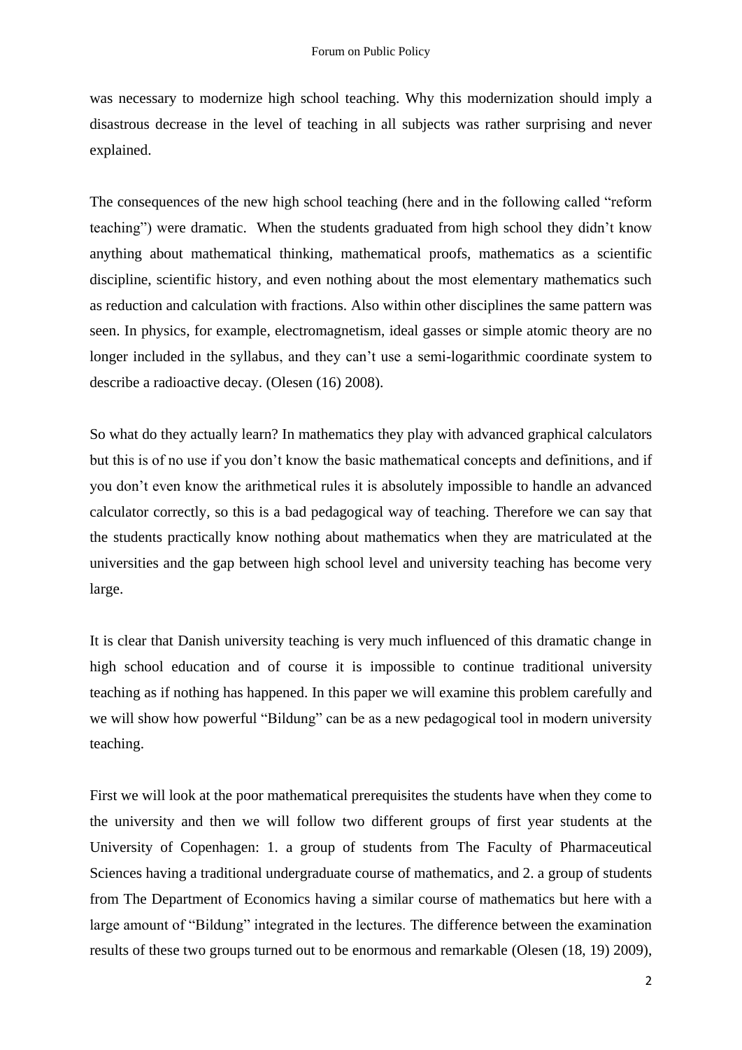was necessary to modernize high school teaching. Why this modernization should imply a disastrous decrease in the level of teaching in all subjects was rather surprising and never explained.

The consequences of the new high school teaching (here and in the following called "reform teaching") were dramatic. When the students graduated from high school they didn't know anything about mathematical thinking, mathematical proofs, mathematics as a scientific discipline, scientific history, and even nothing about the most elementary mathematics such as reduction and calculation with fractions. Also within other disciplines the same pattern was seen. In physics, for example, electromagnetism, ideal gasses or simple atomic theory are no longer included in the syllabus, and they can't use a semi-logarithmic coordinate system to describe a radioactive decay. (Olesen (16) 2008).

So what do they actually learn? In mathematics they play with advanced graphical calculators but this is of no use if you don't know the basic mathematical concepts and definitions, and if you don't even know the arithmetical rules it is absolutely impossible to handle an advanced calculator correctly, so this is a bad pedagogical way of teaching. Therefore we can say that the students practically know nothing about mathematics when they are matriculated at the universities and the gap between high school level and university teaching has become very large.

It is clear that Danish university teaching is very much influenced of this dramatic change in high school education and of course it is impossible to continue traditional university teaching as if nothing has happened. In this paper we will examine this problem carefully and we will show how powerful "Bildung" can be as a new pedagogical tool in modern university teaching.

First we will look at the poor mathematical prerequisites the students have when they come to the university and then we will follow two different groups of first year students at the University of Copenhagen: 1. a group of students from The Faculty of Pharmaceutical Sciences having a traditional undergraduate course of mathematics, and 2. a group of students from The Department of Economics having a similar course of mathematics but here with a large amount of "Bildung" integrated in the lectures. The difference between the examination results of these two groups turned out to be enormous and remarkable (Olesen (18, 19) 2009),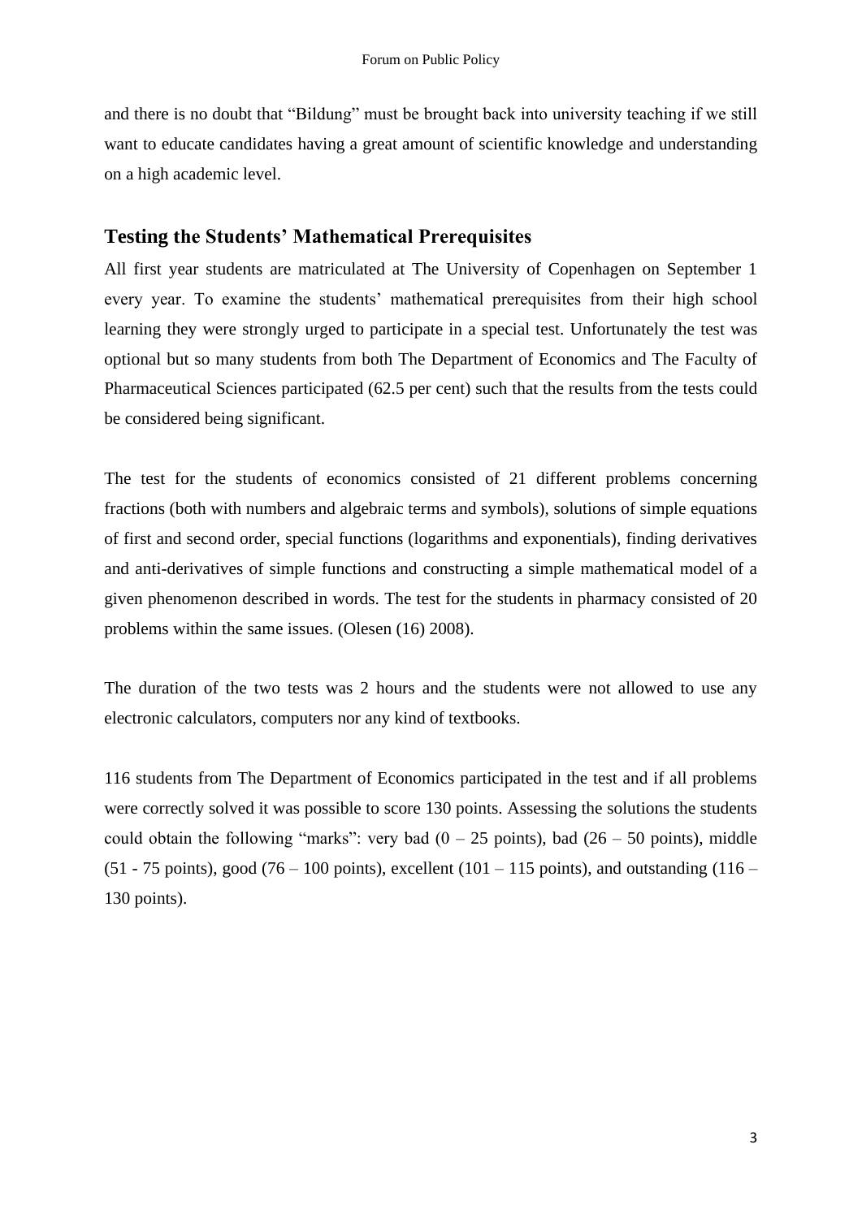and there is no doubt that "Bildung" must be brought back into university teaching if we still want to educate candidates having a great amount of scientific knowledge and understanding on a high academic level.

## Testing the Students' Mathematical Prerequisites

All first year students are matriculated at The University of Copenhagen on September 1 every year. To examine the students' mathematical prerequisites from their high school learning they were strongly urged to participate in a special test. Unfortunately the test was optional but so many students from both The Department of Economics and The Faculty of Pharmaceutical Sciences participated (62.5 per cent) such that the results from the tests could be considered being significant.

The test for the students of economics consisted of 21 different problems concerning fractions (both with numbers and algebraic terms and symbols), solutions of simple equations of first and second order, special functions (logarithms and exponentials), finding derivatives and anti-derivatives of simple functions and constructing a simple mathematical model of a given phenomenon described in words. The test for the students in pharmacy consisted of 20 problems within the same issues. (Olesen (16) 2008).

The duration of the two tests was 2 hours and the students were not allowed to use any electronic calculators, computers nor any kind of textbooks.

116 students from The Department of Economics participated in the test and if all problems were correctly solved it was possible to score 130 points. Assessing the solutions the students could obtain the following "marks": very bad (0 – 25 points), bad (26 – 50 points), middle (51 - 75 points), good (76 – 100 points), excellent (101 – 115 points), and outstanding (116 – 130 points).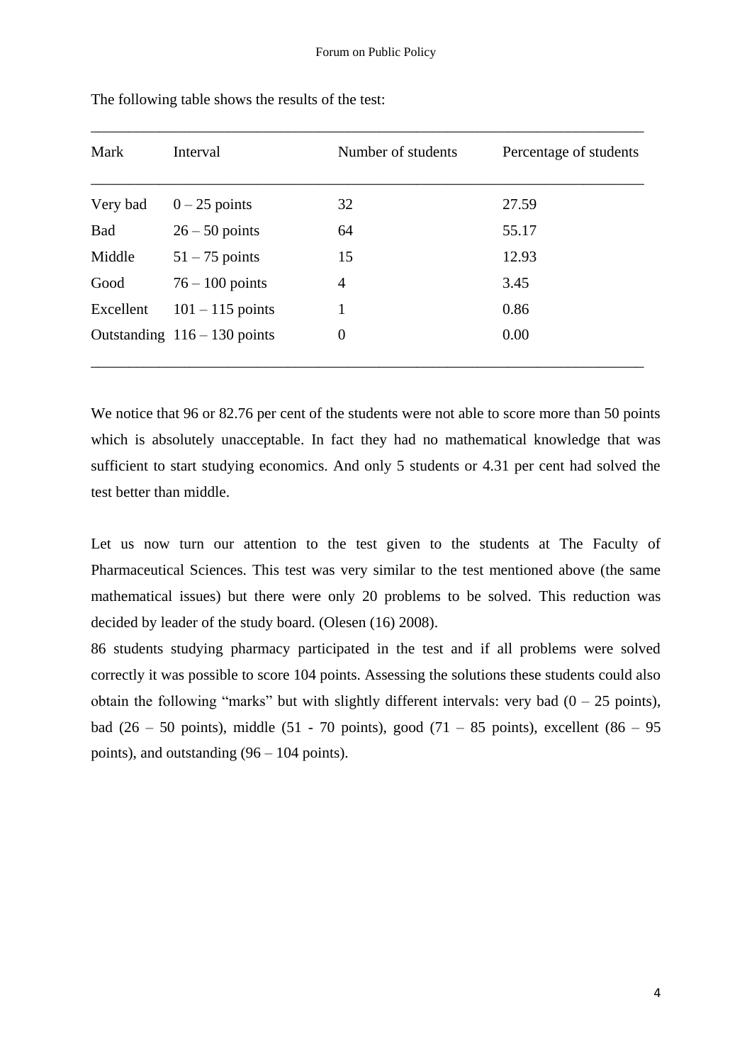The following table shows the results of the test:

| Mark | Interval | Number of students | Percentage of students |
|---|---|---|---|
| Very bad | 0 – 25 points | 32 | 27.59 |
| Bad | 26 – 50 points | 64 | 55.17 |
| Middle | 51 – 75 points | 15 | 12.93 |
| Good | 76 – 100 points | 4 | 3.45 |
| Excellent | 101 – 115 points | 1 | 0.86 |
| Outstanding | 116 – 130 points | 0 | 0.00 |

We notice that 96 or 82.76 per cent of the students were not able to score more than 50 points which is absolutely unacceptable. In fact they had no mathematical knowledge that was sufficient to start studying economics. And only 5 students or 4.31 per cent had solved the test better than middle.

Let us now turn our attention to the test given to the students at The Faculty of Pharmaceutical Sciences. This test was very similar to the test mentioned above (the same mathematical issues) but there were only 20 problems to be solved. This reduction was decided by leader of the study board. (Olesen (16) 2008).

86 students studying pharmacy participated in the test and if all problems were solved correctly it was possible to score 104 points. Assessing the solutions these students could also obtain the following "marks" but with slightly different intervals: very bad (0 – 25 points), bad (26 – 50 points), middle (51 - 70 points), good (71 – 85 points), excellent (86 – 95 points), and outstanding (96 – 104 points).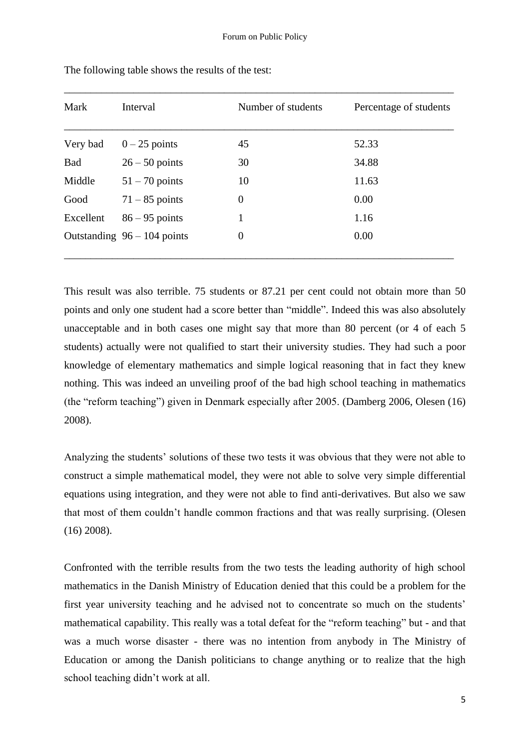The following table shows the results of the test:

| Mark | Interval | Number of students | Percentage of students |
|---|---|---|---|
| Very bad | 0 – 25 points | 45 | 52.33 |
| Bad | 26 – 50 points | 30 | 34.88 |
| Middle | 51 – 70 points | 10 | 11.63 |
| Good | 71 – 85 points | 0 | 0.00 |
| Excellent | 86 – 95 points | 1 | 1.16 |
| Outstanding | 96 – 104 points | 0 | 0.00 |

This result was also terrible. 75 students or 87.21 per cent could not obtain more than 50 points and only one student had a score better than "middle". Indeed this was also absolutely unacceptable and in both cases one might say that more than 80 percent (or 4 of each 5 students) actually were not qualified to start their university studies. They had such a poor knowledge of elementary mathematics and simple logical reasoning that in fact they knew nothing. This was indeed an unveiling proof of the bad high school teaching in mathematics (the "reform teaching") given in Denmark especially after 2005. (Damberg 2006, Olesen (16) 2008).

Analyzing the students' solutions of these two tests it was obvious that they were not able to construct a simple mathematical model, they were not able to solve very simple differential equations using integration, and they were not able to find anti-derivatives. But also we saw that most of them couldn't handle common fractions and that was really surprising. (Olesen (16) 2008).

Confronted with the terrible results from the two tests the leading authority of high school mathematics in the Danish Ministry of Education denied that this could be a problem for the first year university teaching and he advised not to concentrate so much on the students' mathematical capability. This really was a total defeat for the "reform teaching" but - and that was a much worse disaster - there was no intention from anybody in The Ministry of Education or among the Danish politicians to change anything or to realize that the high school teaching didn't work at all.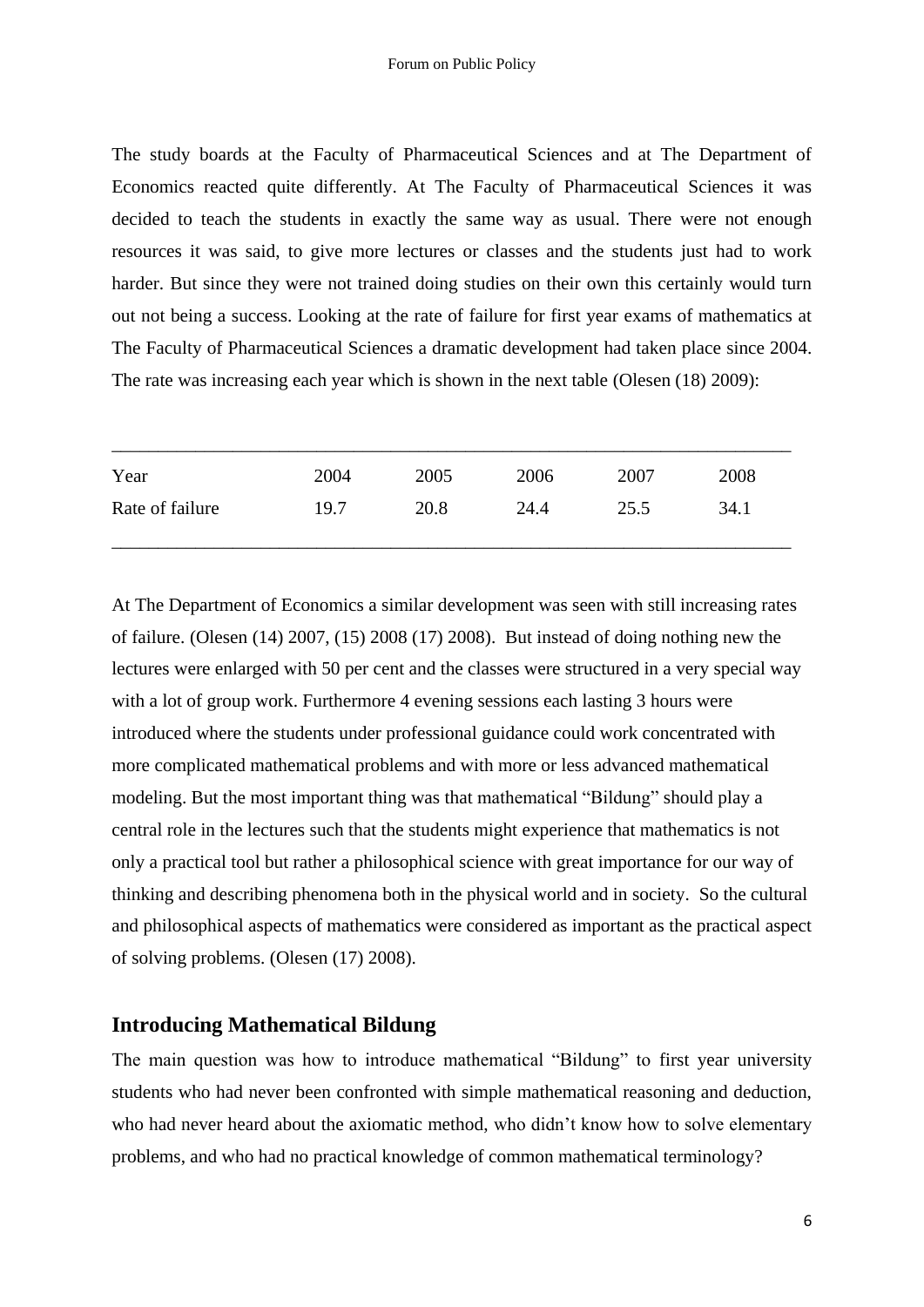The study boards at the Faculty of Pharmaceutical Sciences and at The Department of Economics reacted quite differently. At The Faculty of Pharmaceutical Sciences it was decided to teach the students in exactly the same way as usual. There were not enough resources it was said, to give more lectures or classes and the students just had to work harder. But since they were not trained doing studies on their own this certainly would turn out not being a success. Looking at the rate of failure for first year exams of mathematics at The Faculty of Pharmaceutical Sciences a dramatic development had taken place since 2004. The rate was increasing each year which is shown in the next table (Olesen (18) 2009):

| Year | 2004 | 2005 | 2006 | 2007 | 2008 |
|---|---|---|---|---|---|
| Rate of failure | 19.7 | 20.8 | 24.4 | 25.5 | 34.1 |

At The Department of Economics a similar development was seen with still increasing rates of failure. (Olesen (14) 2007, (15) 2008 (17) 2008). But instead of doing nothing new the lectures were enlarged with 50 per cent and the classes were structured in a very special way with a lot of group work. Furthermore 4 evening sessions each lasting 3 hours were introduced where the students under professional guidance could work concentrated with more complicated mathematical problems and with more or less advanced mathematical modeling. But the most important thing was that mathematical "Bildung" should play a central role in the lectures such that the students might experience that mathematics is not only a practical tool but rather a philosophical science with great importance for our way of thinking and describing phenomena both in the physical world and in society. So the cultural and philosophical aspects of mathematics were considered as important as the practical aspect of solving problems. (Olesen (17) 2008).

## Introducing Mathematical Bildung

The main question was how to introduce mathematical "Bildung" to first year university students who had never been confronted with simple mathematical reasoning and deduction, who had never heard about the axiomatic method, who didn't know how to solve elementary problems, and who had no practical knowledge of common mathematical terminology?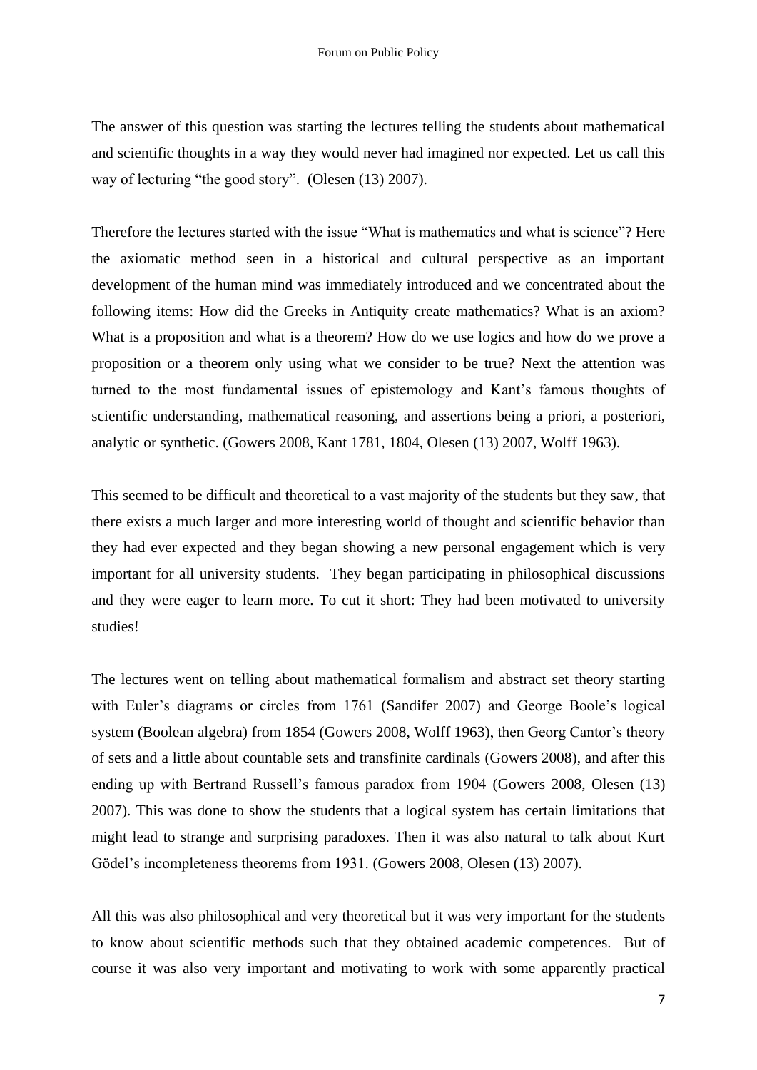The answer of this question was starting the lectures telling the students about mathematical and scientific thoughts in a way they would never had imagined nor expected. Let us call this way of lecturing "the good story". (Olesen (13) 2007).

Therefore the lectures started with the issue "What is mathematics and what is science"? Here the axiomatic method seen in a historical and cultural perspective as an important development of the human mind was immediately introduced and we concentrated about the following items: How did the Greeks in Antiquity create mathematics? What is an axiom? What is a proposition and what is a theorem? How do we use logics and how do we prove a proposition or a theorem only using what we consider to be true? Next the attention was turned to the most fundamental issues of epistemology and Kant's famous thoughts of scientific understanding, mathematical reasoning, and assertions being a priori, a posteriori, analytic or synthetic. (Gowers 2008, Kant 1781, 1804, Olesen (13) 2007, Wolff 1963).

This seemed to be difficult and theoretical to a vast majority of the students but they saw, that there exists a much larger and more interesting world of thought and scientific behavior than they had ever expected and they began showing a new personal engagement which is very important for all university students. They began participating in philosophical discussions and they were eager to learn more. To cut it short: They had been motivated to university studies!

The lectures went on telling about mathematical formalism and abstract set theory starting with Euler's diagrams or circles from 1761 (Sandifer 2007) and George Boole's logical system (Boolean algebra) from 1854 (Gowers 2008, Wolff 1963), then Georg Cantor's theory of sets and a little about countable sets and transfinite cardinals (Gowers 2008), and after this ending up with Bertrand Russell's famous paradox from 1904 (Gowers 2008, Olesen (13) 2007). This was done to show the students that a logical system has certain limitations that might lead to strange and surprising paradoxes. Then it was also natural to talk about Kurt Gödel's incompleteness theorems from 1931. (Gowers 2008, Olesen (13) 2007).

All this was also philosophical and very theoretical but it was very important for the students to know about scientific methods such that they obtained academic competences. But of course it was also very important and motivating to work with some apparently practical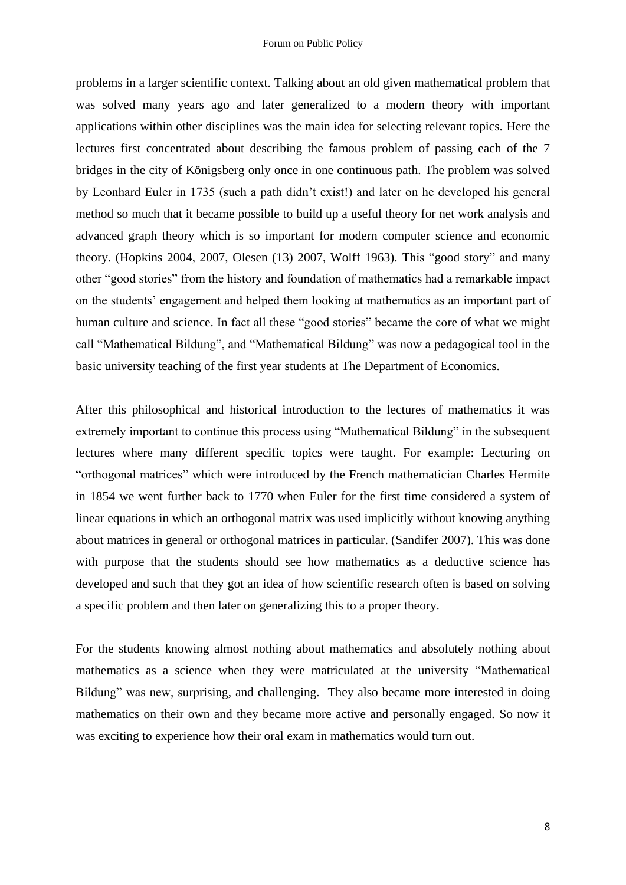problems in a larger scientific context. Talking about an old given mathematical problem that was solved many years ago and later generalized to a modern theory with important applications within other disciplines was the main idea for selecting relevant topics. Here the lectures first concentrated about describing the famous problem of passing each of the 7 bridges in the city of Königsberg only once in one continuous path. The problem was solved by Leonhard Euler in 1735 (such a path didn't exist!) and later on he developed his general method so much that it became possible to build up a useful theory for net work analysis and advanced graph theory which is so important for modern computer science and economic theory. (Hopkins 2004, 2007, Olesen (13) 2007, Wolff 1963). This "good story" and many other "good stories" from the history and foundation of mathematics had a remarkable impact on the students' engagement and helped them looking at mathematics as an important part of human culture and science. In fact all these "good stories" became the core of what we might call "Mathematical Bildung", and "Mathematical Bildung" was now a pedagogical tool in the basic university teaching of the first year students at The Department of Economics.

After this philosophical and historical introduction to the lectures of mathematics it was extremely important to continue this process using "Mathematical Bildung" in the subsequent lectures where many different specific topics were taught. For example: Lecturing on "orthogonal matrices" which were introduced by the French mathematician Charles Hermite in 1854 we went further back to 1770 when Euler for the first time considered a system of linear equations in which an orthogonal matrix was used implicitly without knowing anything about matrices in general or orthogonal matrices in particular. (Sandifer 2007). This was done with purpose that the students should see how mathematics as a deductive science has developed and such that they got an idea of how scientific research often is based on solving a specific problem and then later on generalizing this to a proper theory.

For the students knowing almost nothing about mathematics and absolutely nothing about mathematics as a science when they were matriculated at the university "Mathematical Bildung" was new, surprising, and challenging. They also became more interested in doing mathematics on their own and they became more active and personally engaged. So now it was exciting to experience how their oral exam in mathematics would turn out.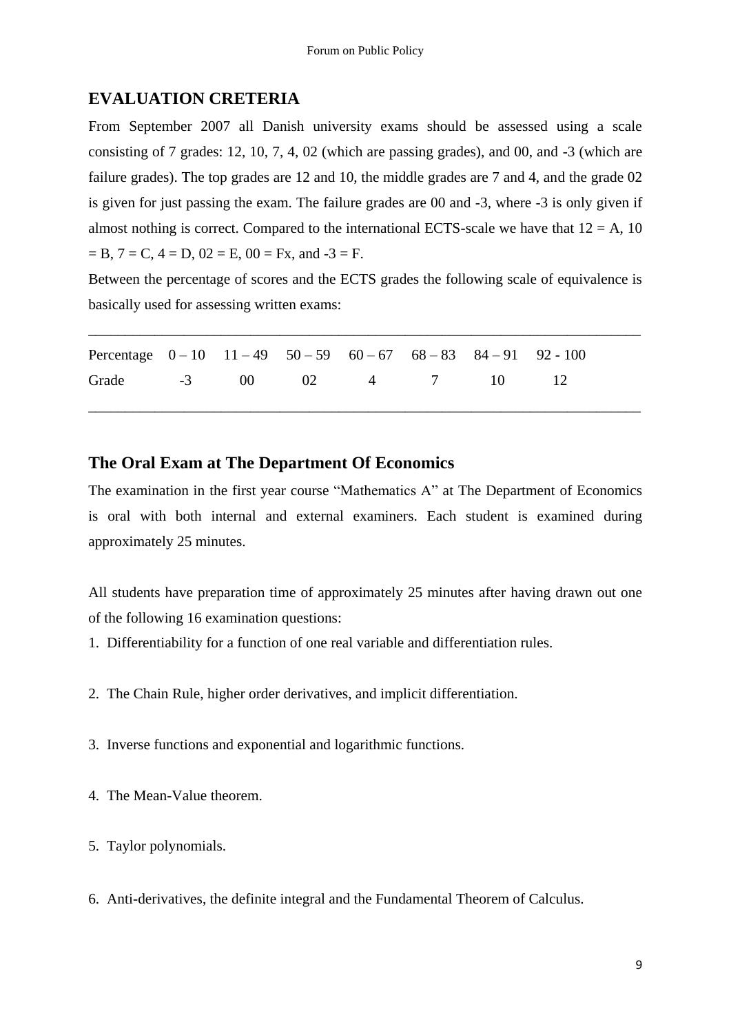## EVALUATION CRETERIA

From September 2007 all Danish university exams should be assessed using a scale consisting of 7 grades: 12, 10, 7, 4, 02 (which are passing grades), and 00, and -3 (which are failure grades). The top grades are 12 and 10, the middle grades are 7 and 4, and the grade 02 is given for just passing the exam. The failure grades are 00 and -3, where -3 is only given if almost nothing is correct. Compared to the international ECTS-scale we have that 12 = A, 10 = B, 7 = C, 4 = D, 02 = E, 00 = Fx, and -3 = F.

Between the percentage of scores and the ECTS grades the following scale of equivalence is basically used for assessing written exams:

| Percentage | 0 – 10 | 11 – 49 | 50 – 59 | 60 – 67 | 68 – 83 | 84 – 91 | 92 - 100 |
|---|---|---|---|---|---|---|---|
| Grade | -3 | 00 | 02 | 4 | 7 | 10 | 12 |

## The Oral Exam at The Department Of Economics

The examination in the first year course "Mathematics A" at The Department of Economics is oral with both internal and external examiners. Each student is examined during approximately 25 minutes.

All students have preparation time of approximately 25 minutes after having drawn out one of the following 16 examination questions:

1. Differentiability for a function of one real variable and differentiation rules.
2. The Chain Rule, higher order derivatives, and implicit differentiation.
3. Inverse functions and exponential and logarithmic functions.
4. The Mean-Value theorem.
5. Taylor polynomials.
6. Anti-derivatives, the definite integral and the Fundamental Theorem of Calculus.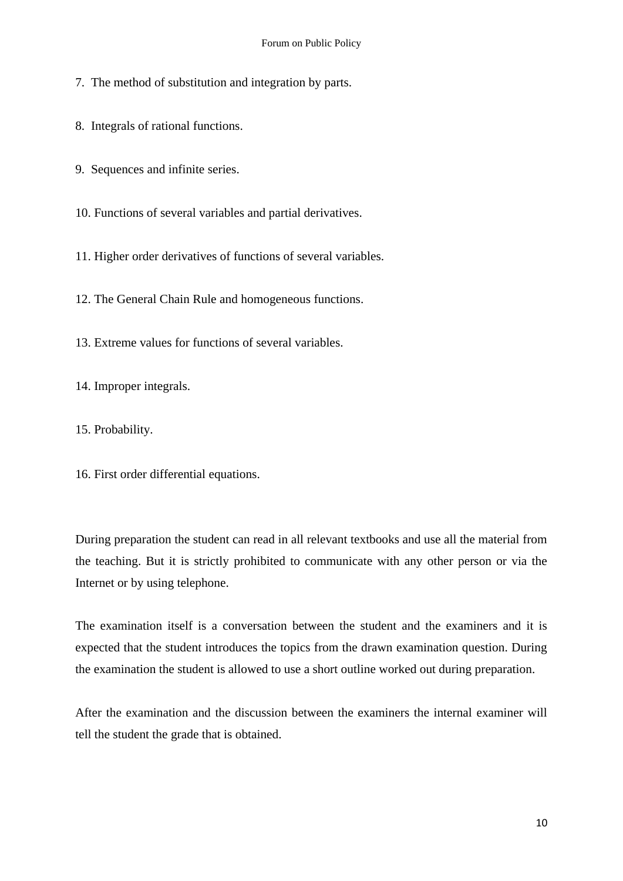7. The method of substitution and integration by parts.

8. Integrals of rational functions.

9. Sequences and infinite series.

10. Functions of several variables and partial derivatives.

11. Higher order derivatives of functions of several variables.

12. The General Chain Rule and homogeneous functions.

13. Extreme values for functions of several variables.

14. Improper integrals.

15. Probability.

16. First order differential equations.

During preparation the student can read in all relevant textbooks and use all the material from the teaching. But it is strictly prohibited to communicate with any other person or via the Internet or by using telephone.

The examination itself is a conversation between the student and the examiners and it is expected that the student introduces the topics from the drawn examination question. During the examination the student is allowed to use a short outline worked out during preparation.

After the examination and the discussion between the examiners the internal examiner will tell the student the grade that is obtained.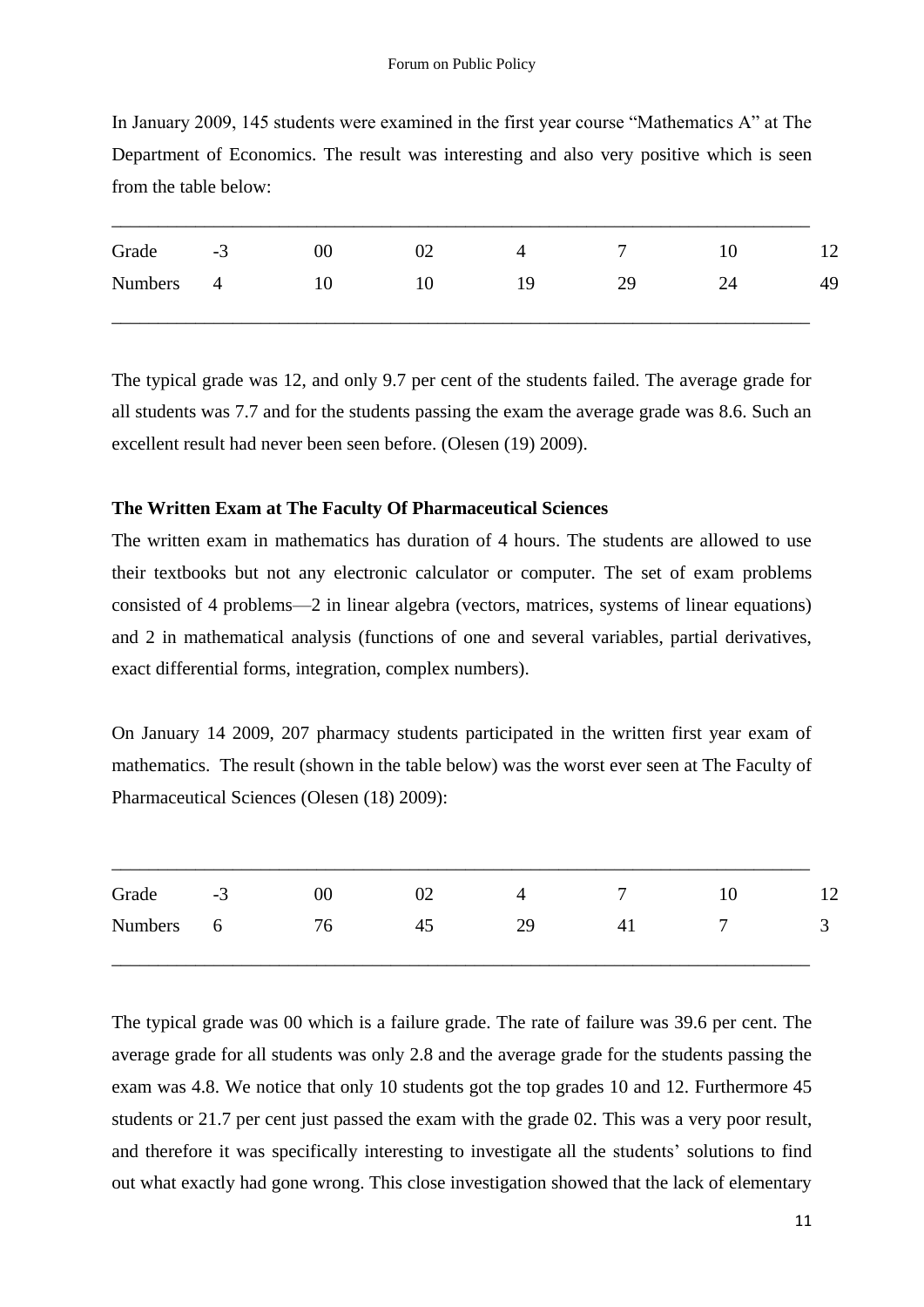In January 2009, 145 students were examined in the first year course "Mathematics A" at The Department of Economics. The result was interesting and also very positive which is seen from the table below:

| Grade | -3 | 00 | 02 | 4 | 7 | 10 | 12 |
|---|---|---|---|---|---|---|---|
| Numbers | 4 | 10 | 10 | 19 | 29 | 24 | 49 |

The typical grade was 12, and only 9.7 per cent of the students failed. The average grade for all students was 7.7 and for the students passing the exam the average grade was 8.6. Such an excellent result had never been seen before. (Olesen (19) 2009).

**The Written Exam at The Faculty Of Pharmaceutical Sciences**

The written exam in mathematics has duration of 4 hours. The students are allowed to use their textbooks but not any electronic calculator or computer. The set of exam problems consisted of 4 problems—2 in linear algebra (vectors, matrices, systems of linear equations) and 2 in mathematical analysis (functions of one and several variables, partial derivatives, exact differential forms, integration, complex numbers).

On January 14 2009, 207 pharmacy students participated in the written first year exam of mathematics. The result (shown in the table below) was the worst ever seen at The Faculty of Pharmaceutical Sciences (Olesen (18) 2009):

| Grade | -3 | 00 | 02 | 4 | 7 | 10 | 12 |
|---|---|---|---|---|---|---|---|
| Numbers | 6 | 76 | 45 | 29 | 41 | 7 | 3 |

The typical grade was 00 which is a failure grade. The rate of failure was 39.6 per cent. The average grade for all students was only 2.8 and the average grade for the students passing the exam was 4.8. We notice that only 10 students got the top grades 10 and 12. Furthermore 45 students or 21.7 per cent just passed the exam with the grade 02. This was a very poor result, and therefore it was specifically interesting to investigate all the students' solutions to find out what exactly had gone wrong. This close investigation showed that the lack of elementary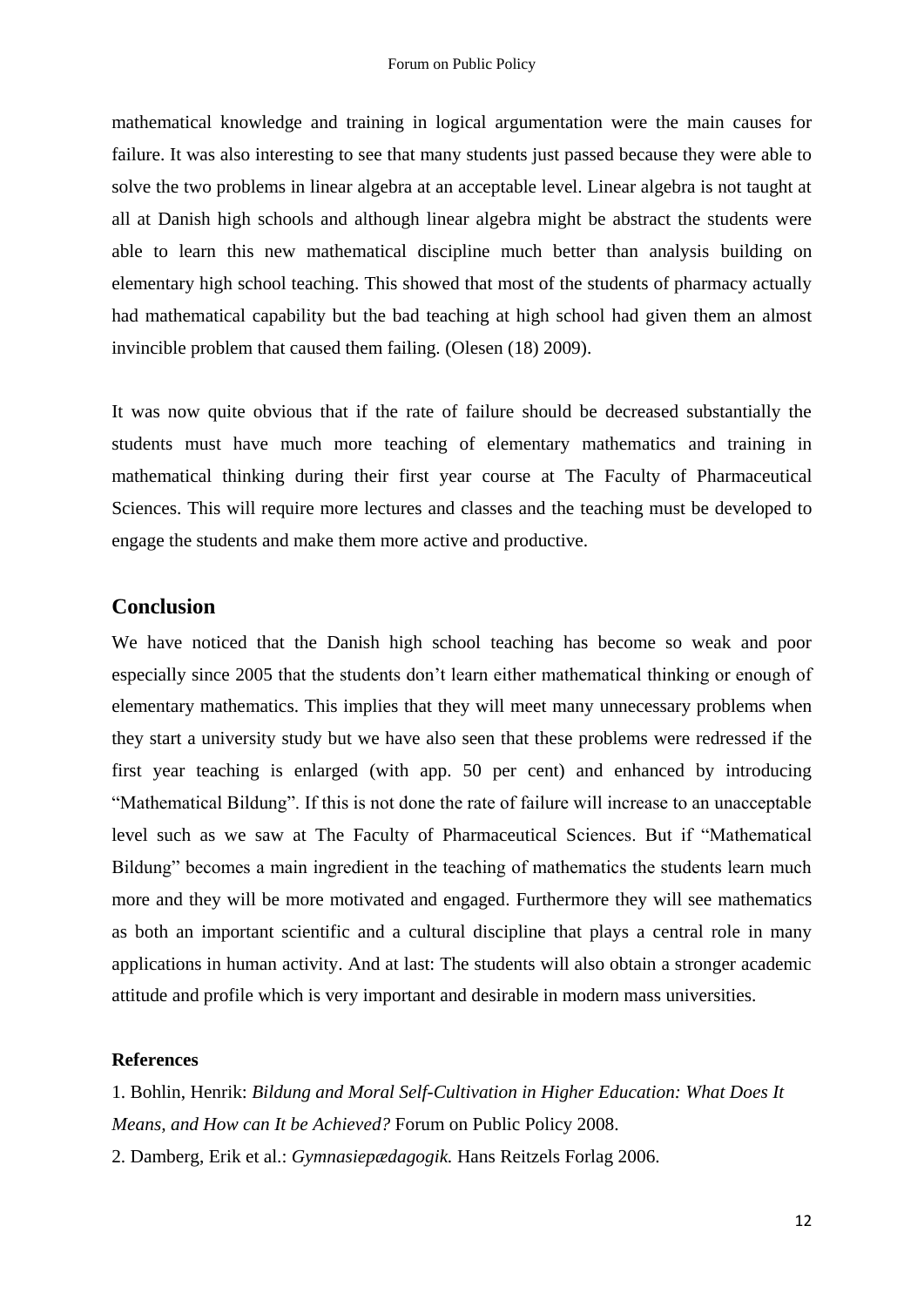mathematical knowledge and training in logical argumentation were the main causes for failure. It was also interesting to see that many students just passed because they were able to solve the two problems in linear algebra at an acceptable level. Linear algebra is not taught at all at Danish high schools and although linear algebra might be abstract the students were able to learn this new mathematical discipline much better than analysis building on elementary high school teaching. This showed that most of the students of pharmacy actually had mathematical capability but the bad teaching at high school had given them an almost invincible problem that caused them failing. (Olesen (18) 2009).

It was now quite obvious that if the rate of failure should be decreased substantially the students must have much more teaching of elementary mathematics and training in mathematical thinking during their first year course at The Faculty of Pharmaceutical Sciences. This will require more lectures and classes and the teaching must be developed to engage the students and make them more active and productive.

## Conclusion

We have noticed that the Danish high school teaching has become so weak and poor especially since 2005 that the students don't learn either mathematical thinking or enough of elementary mathematics. This implies that they will meet many unnecessary problems when they start a university study but we have also seen that these problems were redressed if the first year teaching is enlarged (with app. 50 per cent) and enhanced by introducing "Mathematical Bildung". If this is not done the rate of failure will increase to an unacceptable level such as we saw at The Faculty of Pharmaceutical Sciences. But if "Mathematical Bildung" becomes a main ingredient in the teaching of mathematics the students learn much more and they will be more motivated and engaged. Furthermore they will see mathematics as both an important scientific and a cultural discipline that plays a central role in many applications in human activity. And at last: The students will also obtain a stronger academic attitude and profile which is very important and desirable in modern mass universities.

**References**

1. Bohlin, Henrik: *Bildung and Moral Self-Cultivation in Higher Education: What Does It Means, and How can It be Achieved?* Forum on Public Policy 2008.
2. Damberg, Erik et al.: *Gymnasiepædagogik.* Hans Reitzels Forlag 2006.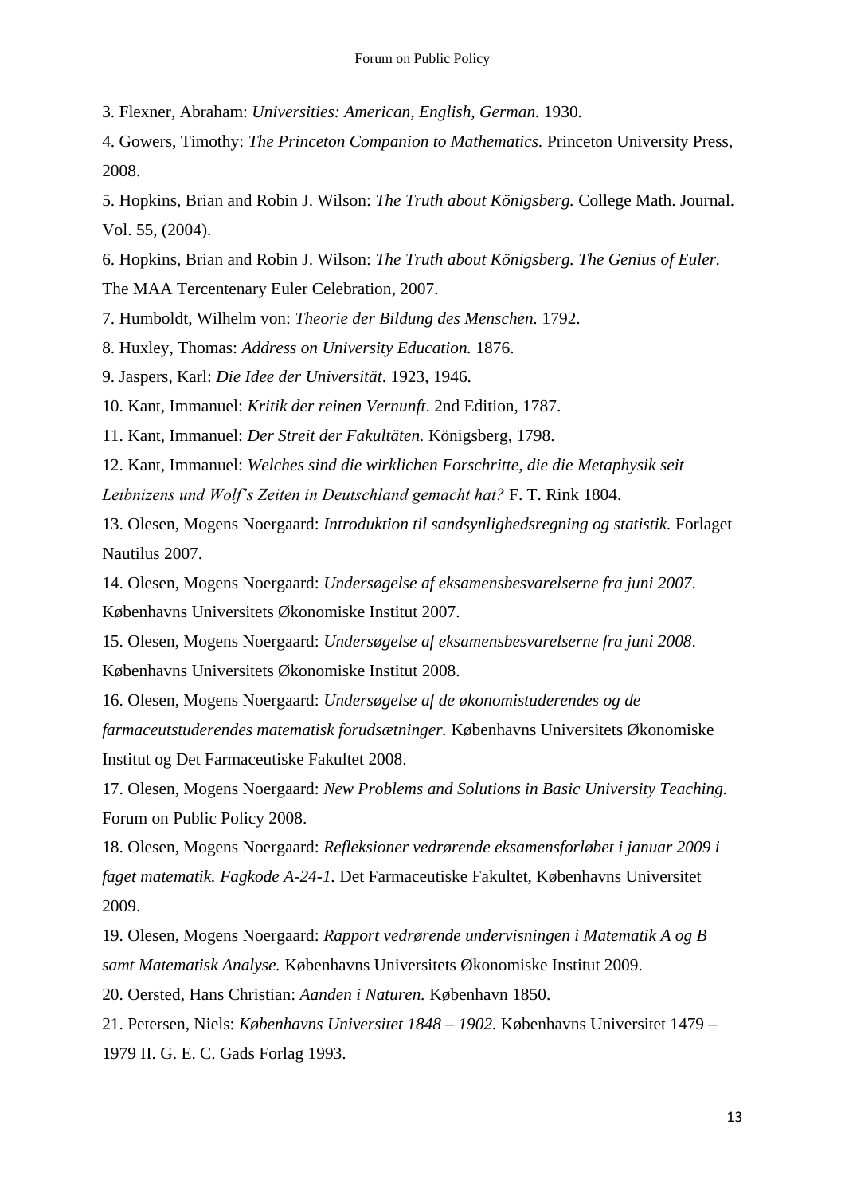3. Flexner, Abraham: *Universities: American, English, German.* 1930.

4. Gowers, Timothy: *The Princeton Companion to Mathematics.* Princeton University Press, 2008.

5. Hopkins, Brian and Robin J. Wilson: *The Truth about Königsberg.* College Math. Journal. Vol. 55, (2004).

6. Hopkins, Brian and Robin J. Wilson: *The Truth about Königsberg. The Genius of Euler.* The MAA Tercentenary Euler Celebration, 2007.

7. Humboldt, Wilhelm von: *Theorie der Bildung des Menschen.* 1792.

8. Huxley, Thomas: *Address on University Education.* 1876.

9. Jaspers, Karl: *Die Idee der Universität*. 1923, 1946.

10. Kant, Immanuel: *Kritik der reinen Vernunft*. 2nd Edition, 1787.

11. Kant, Immanuel: *Der Streit der Fakultäten.* Königsberg, 1798.

12. Kant, Immanuel: *Welches sind die wirklichen Forschritte, die die Metaphysik seit Leibnizens und Wolf's Zeiten in Deutschland gemacht hat?* F. T. Rink 1804.

13. Olesen, Mogens Noergaard: *Introduktion til sandsynlighedsregning og statistik.* Forlaget Nautilus 2007.

14. Olesen, Mogens Noergaard: *Undersøgelse af eksamensbesvarelserne fra juni 2007*. Københavns Universitets Økonomiske Institut 2007.

15. Olesen, Mogens Noergaard: *Undersøgelse af eksamensbesvarelserne fra juni 2008*. Københavns Universitets Økonomiske Institut 2008.

16. Olesen, Mogens Noergaard: *Undersøgelse af de økonomistuderendes og de farmaceutstuderendes matematisk forudsætninger.* Københavns Universitets Økonomiske Institut og Det Farmaceutiske Fakultet 2008.

17. Olesen, Mogens Noergaard: *New Problems and Solutions in Basic University Teaching.* Forum on Public Policy 2008.

18. Olesen, Mogens Noergaard: *Refleksioner vedrørende eksamensforløbet i januar 2009 i faget matematik. Fagkode A-24-1.* Det Farmaceutiske Fakultet, Københavns Universitet 2009.

19. Olesen, Mogens Noergaard: *Rapport vedrørende undervisningen i Matematik A og B samt Matematisk Analyse.* Københavns Universitets Økonomiske Institut 2009.

20. Oersted, Hans Christian: *Aanden i Naturen.* København 1850.

21. Petersen, Niels: *Københavns Universitet 1848 – 1902.* Københavns Universitet 1479 – 1979 II. G. E. C. Gads Forlag 1993.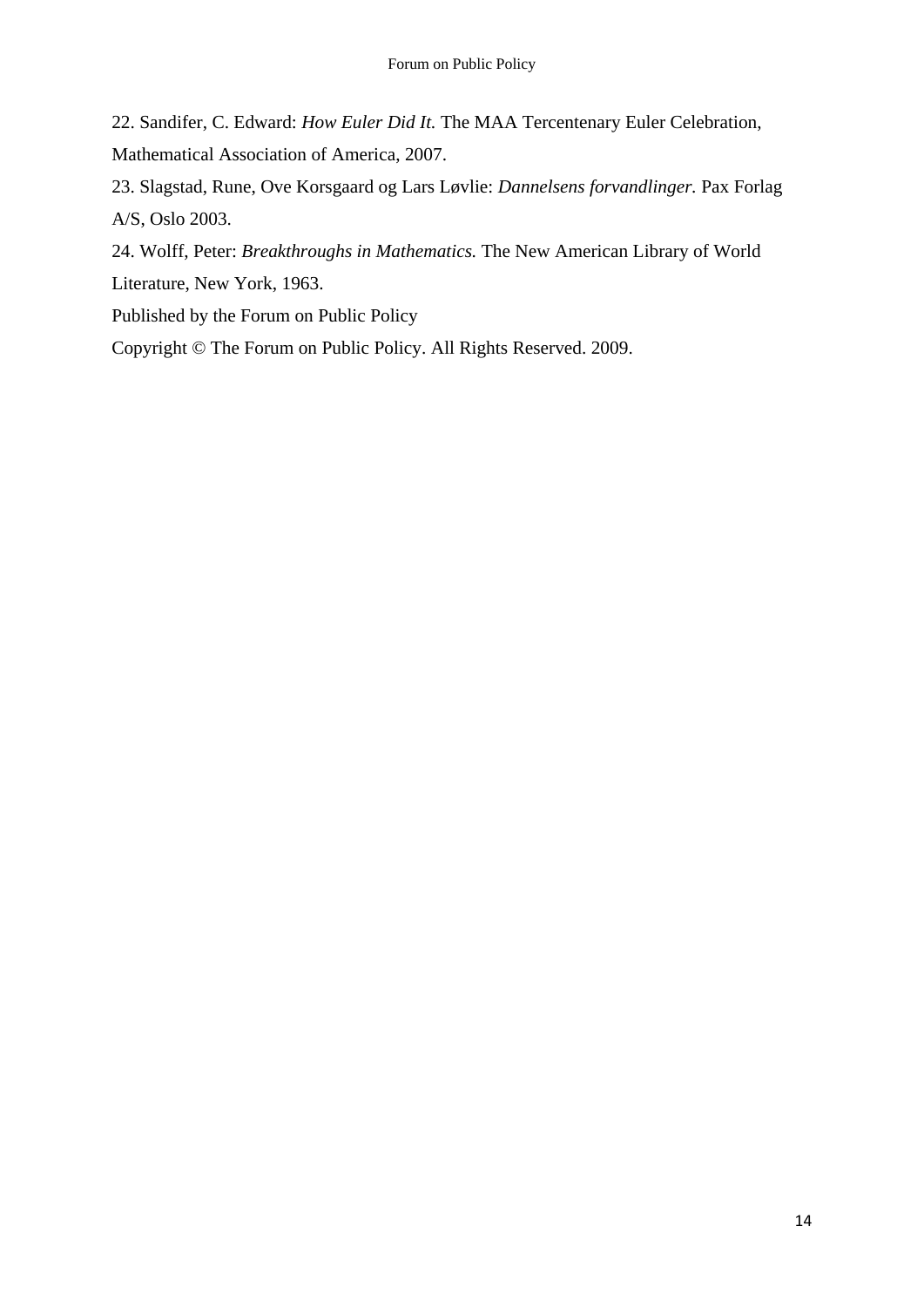22. Sandifer, C. Edward: *How Euler Did It.* The MAA Tercentenary Euler Celebration, Mathematical Association of America, 2007.

23. Slagstad, Rune, Ove Korsgaard og Lars Løvlie: *Dannelsens forvandlinger.* Pax Forlag A/S, Oslo 2003.

24. Wolff, Peter: *Breakthroughs in Mathematics.* The New American Library of World Literature, New York, 1963.

Published by the Forum on Public Policy

Copyright © The Forum on Public Policy. All Rights Reserved. 2009.